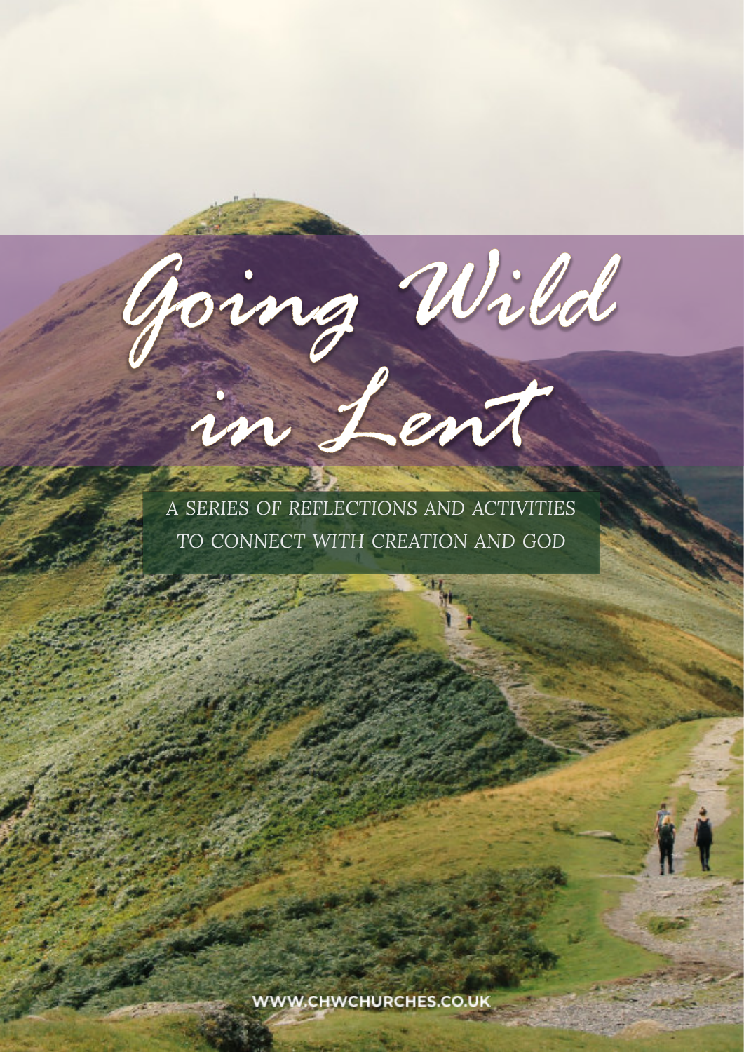# Going Wild in Lent

A SERIES OF REFLECTIONS AND ACTIVITIES TO CONNECT WITH CREATION AND GOD

WWW.CHWCHURCHES.CO.UK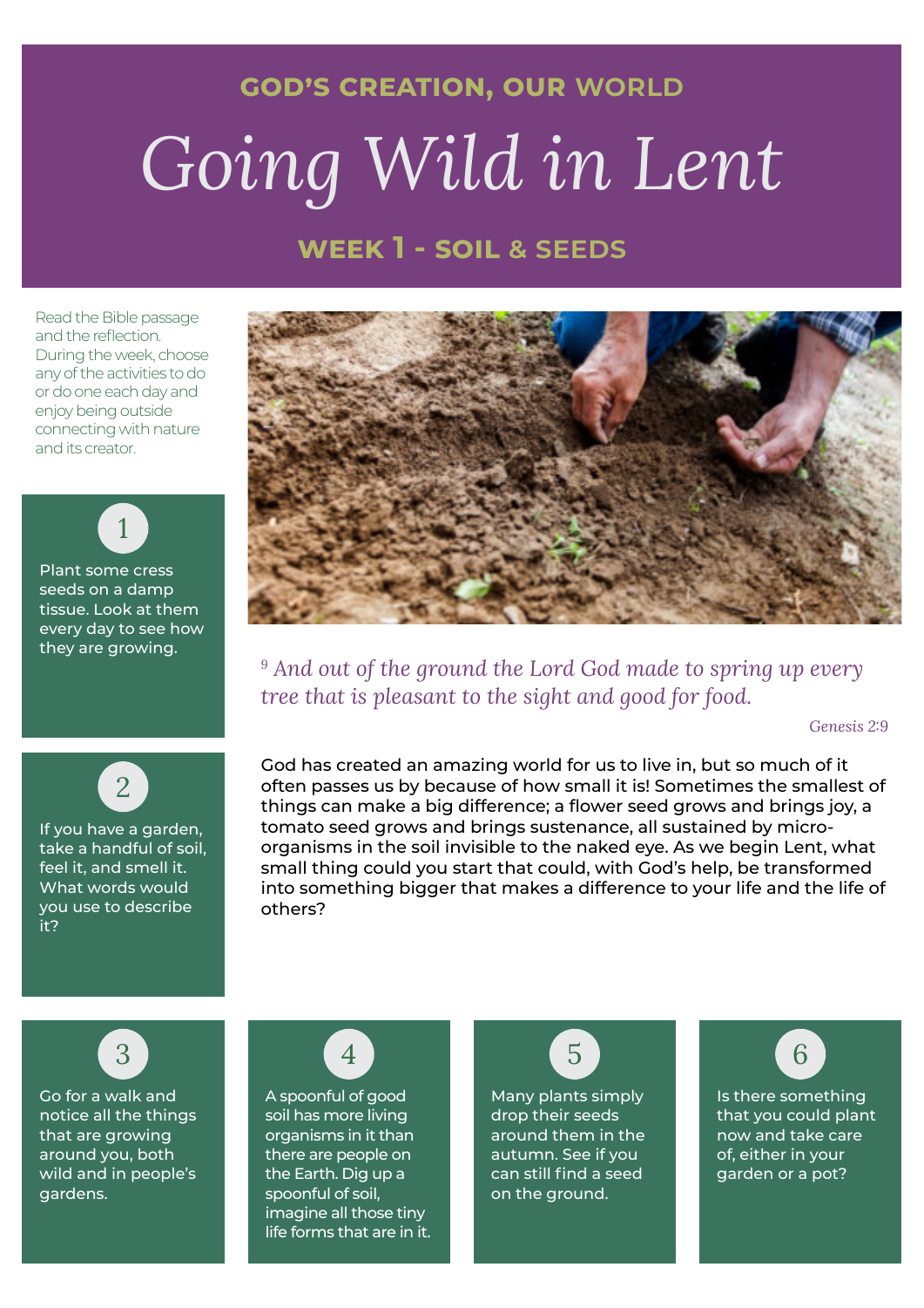**GOD'S CREATION, OUR WORLD**

# *Going Wild in Lent*

## WEEK 1 - SOIL & SEEDS

Read the Bible passage and the reflection. During the week, choose any of the activities to do or do one each day and enjoy being outside connecting with nature and its creator.

*[9] And out of the ground the Lord God made to spring up every tree that is pleasant to the sight and good for food.*

*Genesis 2:9*

God has created an amazing world for us to live in, but so much of it often passes us by because of how small it is! Sometimes the smallest of things can make a big difference; a flower seed grows and brings joy, a tomato seed grows and brings sustenance, all sustained by micro-organisms in the soil invisible to the naked eye. As we begin Lent, what small thing could you start that could, with God's help, be transformed into something bigger that makes a difference to your life and the life of others?

**1**

Plant some cress seeds on a damp tissue. Look at them every day to see how they are growing.

**2**

If you have a garden, take a handful of soil, feel it, and smell it. What words would you use to describe it?

**3**

Go for a walk and notice all the things that are growing around you, both wild and in people's gardens.

**4**

A spoonful of good soil has more living organisms in it than there are people on the Earth. Dig up a spoonful of soil, imagine all those tiny life forms that are in it.

**5**

Many plants simply drop their seeds around them in the autumn. See if you can still find a seed on the ground.

**6**

Is there something that you could plant now and take care of, either in your garden or a pot?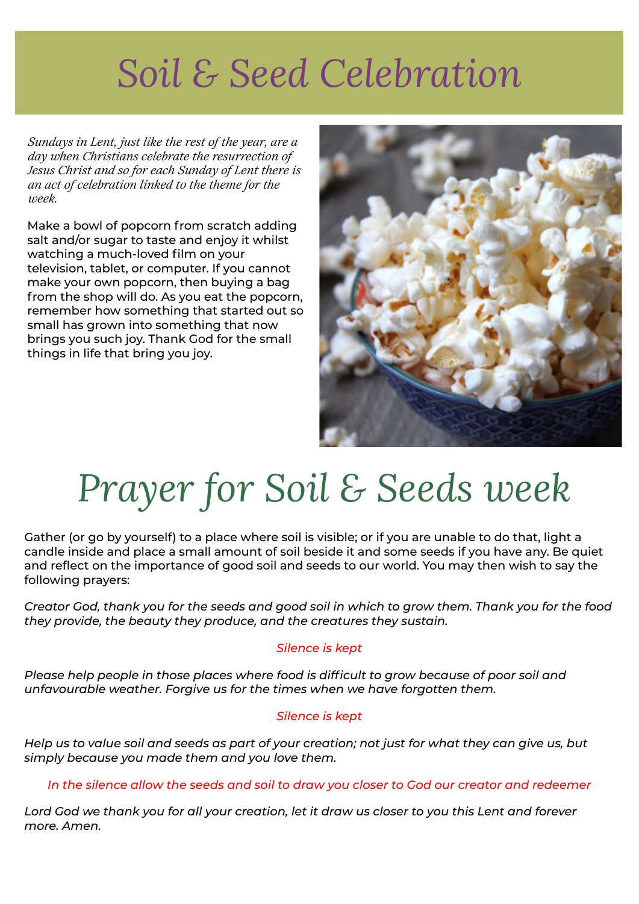# Soil & Seed Celebration

*Sundays in Lent, just like the rest of the year, are a day when Christians celebrate the resurrection of Jesus Christ and so for each Sunday of Lent there is an act of celebration linked to the theme for the week.*

Make a bowl of popcorn from scratch adding salt and/or sugar to taste and enjoy it whilst watching a much-loved film on your television, tablet, or computer. If you cannot make your own popcorn, then buying a bag from the shop will do. As you eat the popcorn, remember how something that started out so small has grown into something that now brings you such joy. Thank God for the small things in life that bring you joy.

# Prayer for Soil & Seeds week

Gather (or go by yourself) to a place where soil is visible; or if you are unable to do that, light a candle inside and place a small amount of soil beside it and some seeds if you have any. Be quiet and reflect on the importance of good soil and seeds to our world. You may then wish to say the following prayers:

*Creator God, thank you for the seeds and good soil in which to grow them. Thank you for the food they provide, the beauty they produce, and the creatures they sustain.*

*Silence is kept*

*Please help people in those places where food is difficult to grow because of poor soil and unfavourable weather. Forgive us for the times when we have forgotten them.*

*Silence is kept*

*Help us to value soil and seeds as part of your creation; not just for what they can give us, but simply because you made them and you love them.*

*In the silence allow the seeds and soil to draw you closer to God our creator and redeemer*

*Lord God we thank you for all your creation, let it draw us closer to you this Lent and forever more. Amen.*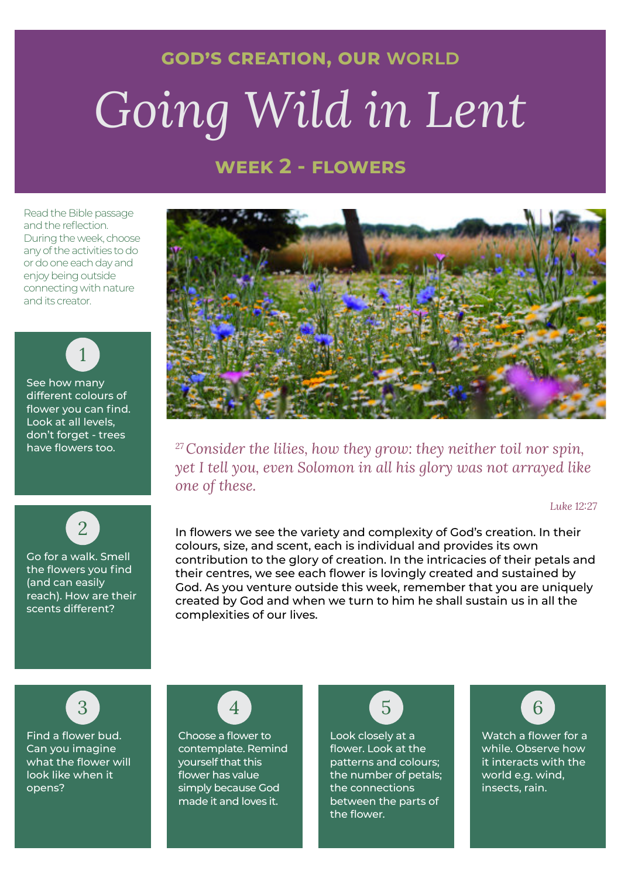**GOD'S CREATION, OUR WORLD**

# *Going Wild in Lent*

## WEEK 2 - FLOWERS

Read the Bible passage and the reflection. During the week, choose any of the activities to do or do one each day and enjoy being outside connecting with nature and its creator.

*[27] Consider the lilies, how they grow: they neither toil nor spin, yet I tell you, even Solomon in all his glory was not arrayed like one of these.*

*Luke 12:27*

In flowers we see the variety and complexity of God's creation. In their colours, size, and scent, each is individual and provides its own contribution to the glory of creation. In the intricacies of their petals and their centres, we see each flower is lovingly created and sustained by God. As you venture outside this week, remember that you are uniquely created by God and when we turn to him he shall sustain us in all the complexities of our lives.

1. See how many different colours of flower you can find. Look at all levels, don't forget - trees have flowers too.

2. Go for a walk. Smell the flowers you find (and can easily reach). How are their scents different?

3. Find a flower bud. Can you imagine what the flower will look like when it opens?

4. Choose a flower to contemplate. Remind yourself that this flower has value simply because God made it and loves it.

5. Look closely at a flower. Look at the patterns and colours; the number of petals; the connections between the parts of the flower.

6. Watch a flower for a while. Observe how it interacts with the world e.g. wind, insects, rain.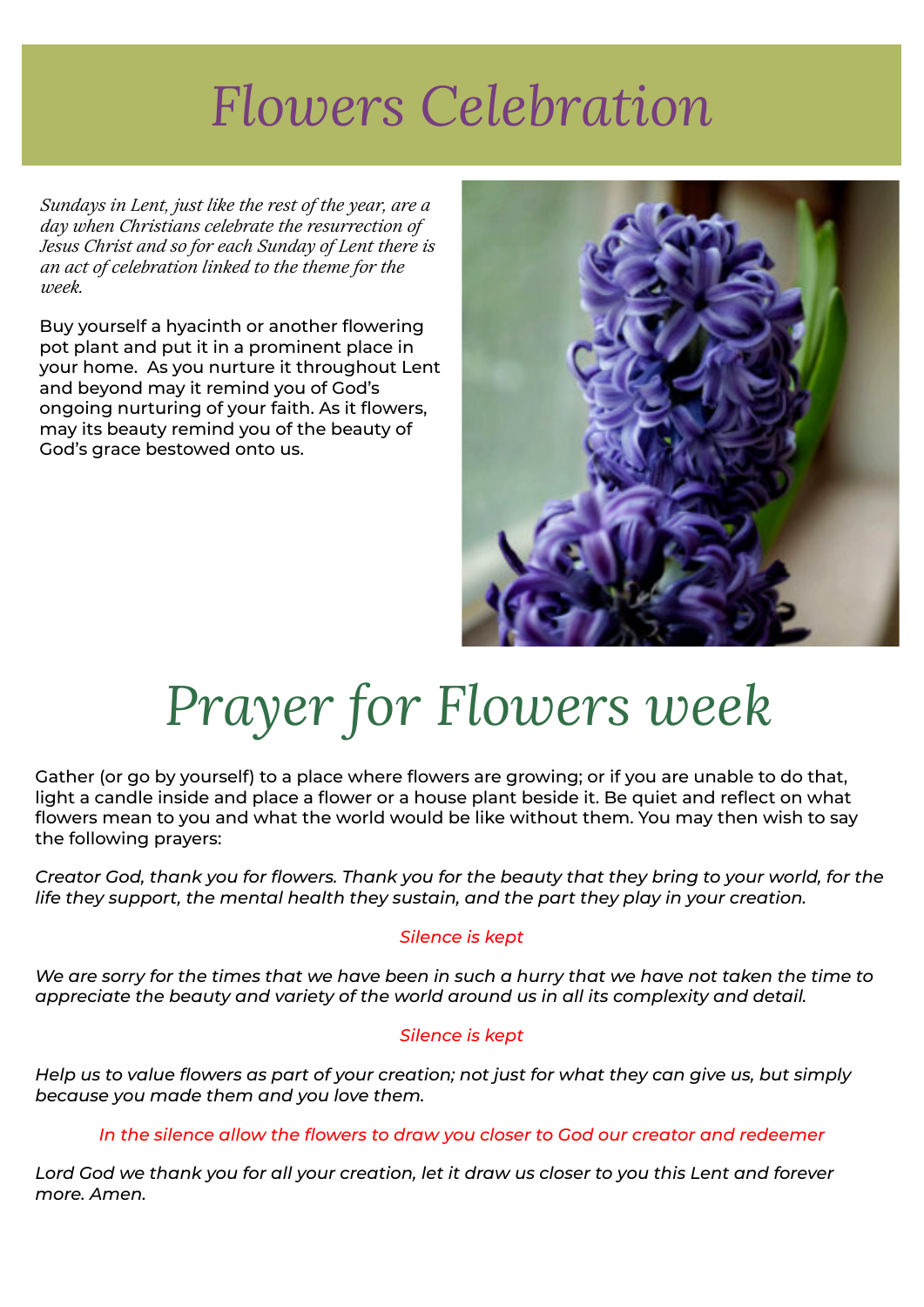# Flowers Celebration

*Sundays in Lent, just like the rest of the year, are a day when Christians celebrate the resurrection of Jesus Christ and so for each Sunday of Lent there is an act of celebration linked to the theme for the week.*

Buy yourself a hyacinth or another flowering pot plant and put it in a prominent place in your home. As you nurture it throughout Lent and beyond may it remind you of God's ongoing nurturing of your faith. As it flowers, may its beauty remind you of the beauty of God's grace bestowed onto us.

# Prayer for Flowers week

Gather (or go by yourself) to a place where flowers are growing; or if you are unable to do that, light a candle inside and place a flower or a house plant beside it. Be quiet and reflect on what flowers mean to you and what the world would be like without them. You may then wish to say the following prayers:

*Creator God, thank you for flowers. Thank you for the beauty that they bring to your world, for the life they support, the mental health they sustain, and the part they play in your creation.*

*Silence is kept*

*We are sorry for the times that we have been in such a hurry that we have not taken the time to appreciate the beauty and variety of the world around us in all its complexity and detail.*

*Silence is kept*

*Help us to value flowers as part of your creation; not just for what they can give us, but simply because you made them and you love them.*

*In the silence allow the flowers to draw you closer to God our creator and redeemer*

*Lord God we thank you for all your creation, let it draw us closer to you this Lent and forever more. Amen.*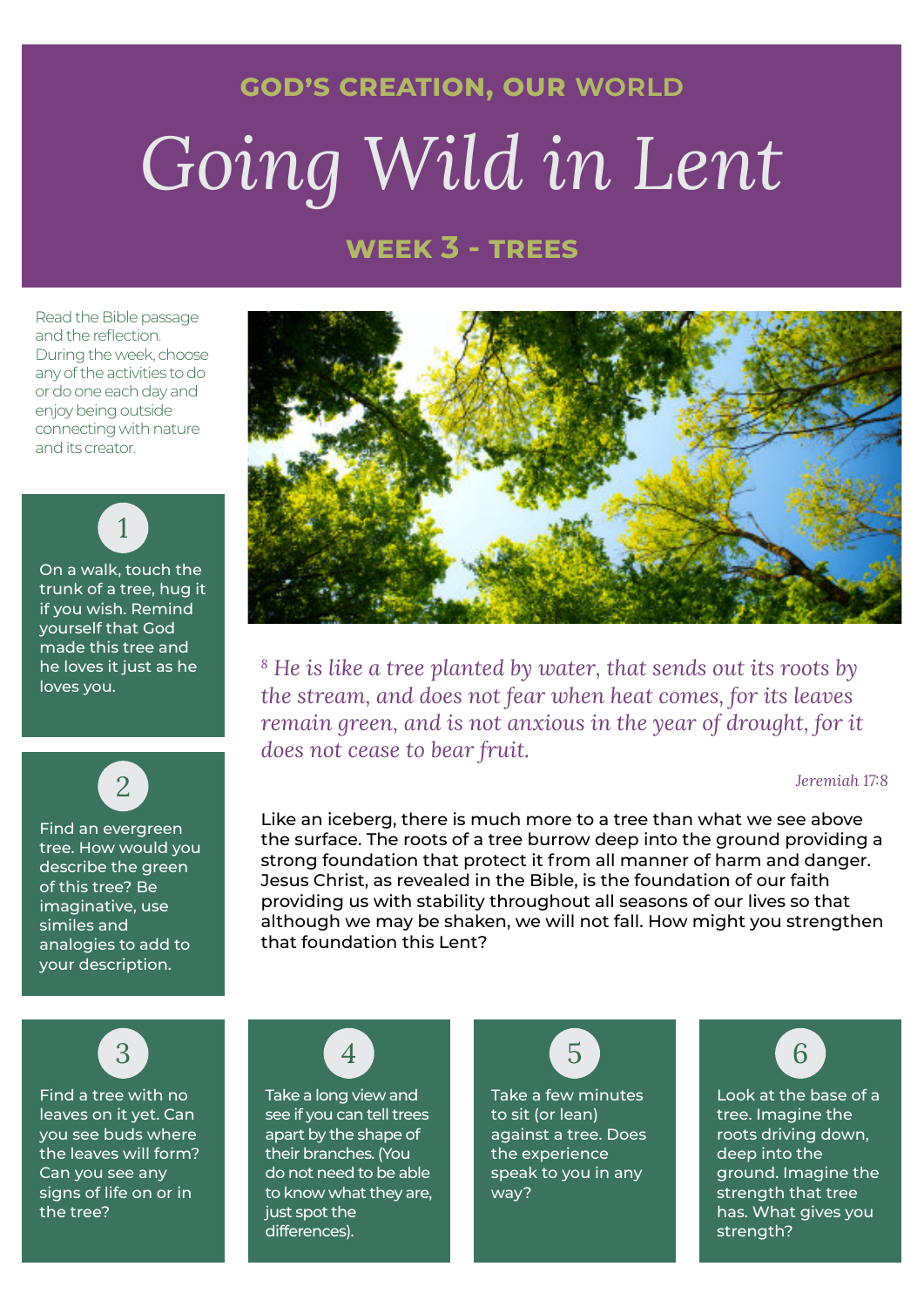GOD'S CREATION, OUR WORLD

# Going Wild in Lent

## WEEK 3 - TREES

Read the Bible passage and the reflection. During the week, choose any of the activities to do or do one each day and enjoy being outside connecting with nature and its creator.

*[8] He is like a tree planted by water, that sends out its roots by the stream, and does not fear when heat comes, for its leaves remain green, and is not anxious in the year of drought, for it does not cease to bear fruit.*

*Jeremiah 17:8*

Like an iceberg, there is much more to a tree than what we see above the surface. The roots of a tree burrow deep into the ground providing a strong foundation that protect it from all manner of harm and danger. Jesus Christ, as revealed in the Bible, is the foundation of our faith providing us with stability throughout all seasons of our lives so that although we may be shaken, we will not fall. How might you strengthen that foundation this Lent?

1. On a walk, touch the trunk of a tree, hug it if you wish. Remind yourself that God made this tree and he loves it just as he loves you.

2. Find an evergreen tree. How would you describe the green of this tree? Be imaginative, use similes and analogies to add to your description.

3. Find a tree with no leaves on it yet. Can you see buds where the leaves will form? Can you see any signs of life on or in the tree?

4. Take a long view and see if you can tell trees apart by the shape of their branches. (You do not need to be able to know what they are, just spot the differences).

5. Take a few minutes to sit (or lean) against a tree. Does the experience speak to you in any way?

6. Look at the base of a tree. Imagine the roots driving down, deep into the ground. Imagine the strength that tree has. What gives you strength?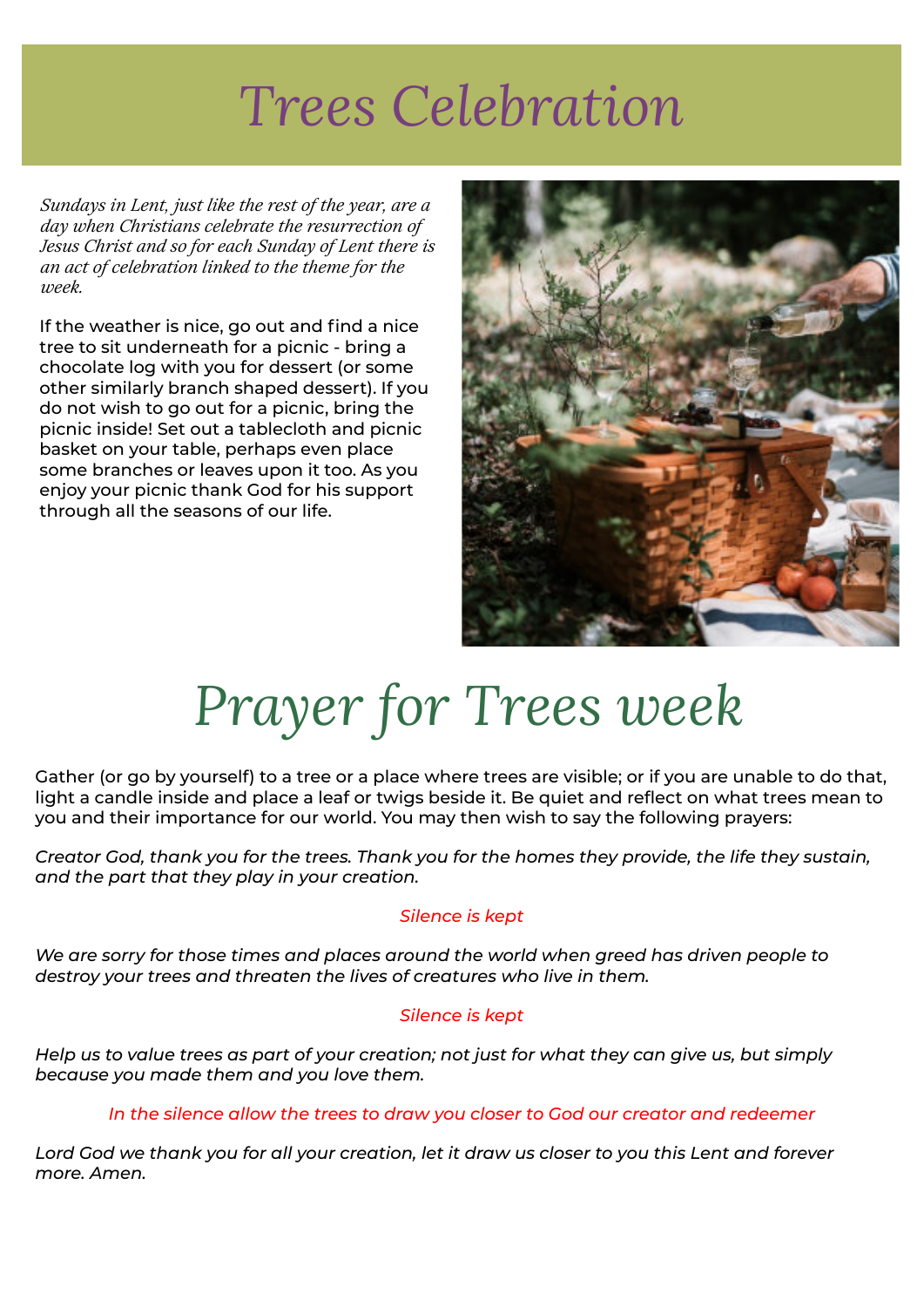# Trees Celebration

*Sundays in Lent, just like the rest of the year, are a day when Christians celebrate the resurrection of Jesus Christ and so for each Sunday of Lent there is an act of celebration linked to the theme for the week.*

If the weather is nice, go out and find a nice tree to sit underneath for a picnic - bring a chocolate log with you for dessert (or some other similarly branch shaped dessert). If you do not wish to go out for a picnic, bring the picnic inside! Set out a tablecloth and picnic basket on your table, perhaps even place some branches or leaves upon it too. As you enjoy your picnic thank God for his support through all the seasons of our life.

# Prayer for Trees week

Gather (or go by yourself) to a tree or a place where trees are visible; or if you are unable to do that, light a candle inside and place a leaf or twigs beside it. Be quiet and reflect on what trees mean to you and their importance for our world. You may then wish to say the following prayers:

*Creator God, thank you for the trees. Thank you for the homes they provide, the life they sustain, and the part that they play in your creation.*

*Silence is kept*

*We are sorry for those times and places around the world when greed has driven people to destroy your trees and threaten the lives of creatures who live in them.*

*Silence is kept*

*Help us to value trees as part of your creation; not just for what they can give us, but simply because you made them and you love them.*

*In the silence allow the trees to draw you closer to God our creator and redeemer*

*Lord God we thank you for all your creation, let it draw us closer to you this Lent and forever more. Amen.*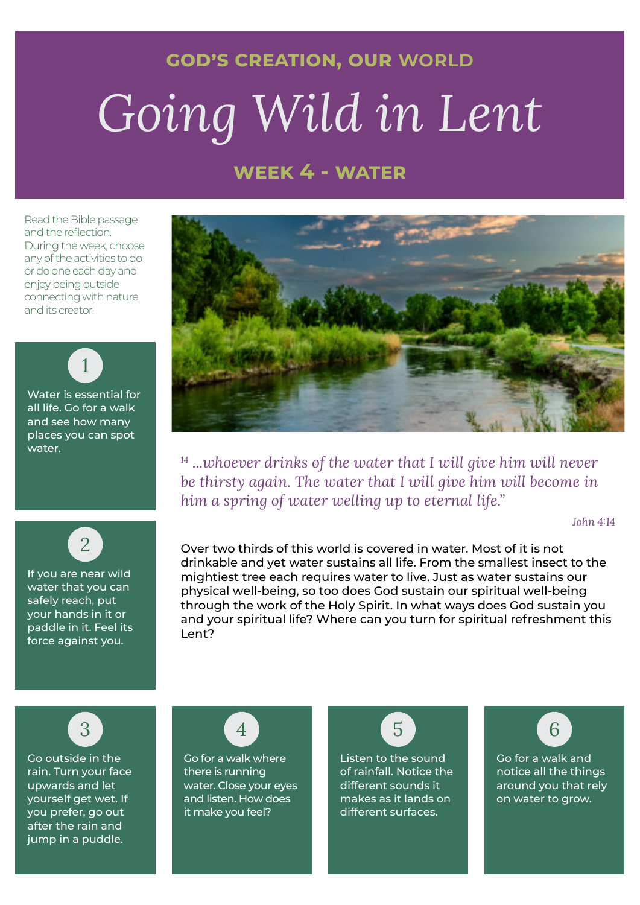**GOD'S CREATION, OUR WORLD**

# Going Wild in Lent

## WEEK 4 - WATER

Read the Bible passage and the reflection. During the week, choose any of the activities to do or do one each day and enjoy being outside connecting with nature and its creator.

*[14] ...whoever drinks of the water that I will give him will never be thirsty again. The water that I will give him will become in him a spring of water welling up to eternal life."*

*John 4:14*

Over two thirds of this world is covered in water. Most of it is not drinkable and yet water sustains all life. From the smallest insect to the mightiest tree each requires water to live. Just as water sustains our physical well-being, so too does God sustain our spiritual well-being through the work of the Holy Spirit. In what ways does God sustain you and your spiritual life? Where can you turn for spiritual refreshment this Lent?

1. Water is essential for all life. Go for a walk and see how many places you can spot water.

2. If you are near wild water that you can safely reach, put your hands in it or paddle in it. Feel its force against you.

3. Go outside in the rain. Turn your face upwards and let yourself get wet. If you prefer, go out after the rain and jump in a puddle.

4. Go for a walk where there is running water. Close your eyes and listen. How does it make you feel?

5. Listen to the sound of rainfall. Notice the different sounds it makes as it lands on different surfaces.

6. Go for a walk and notice all the things around you that rely on water to grow.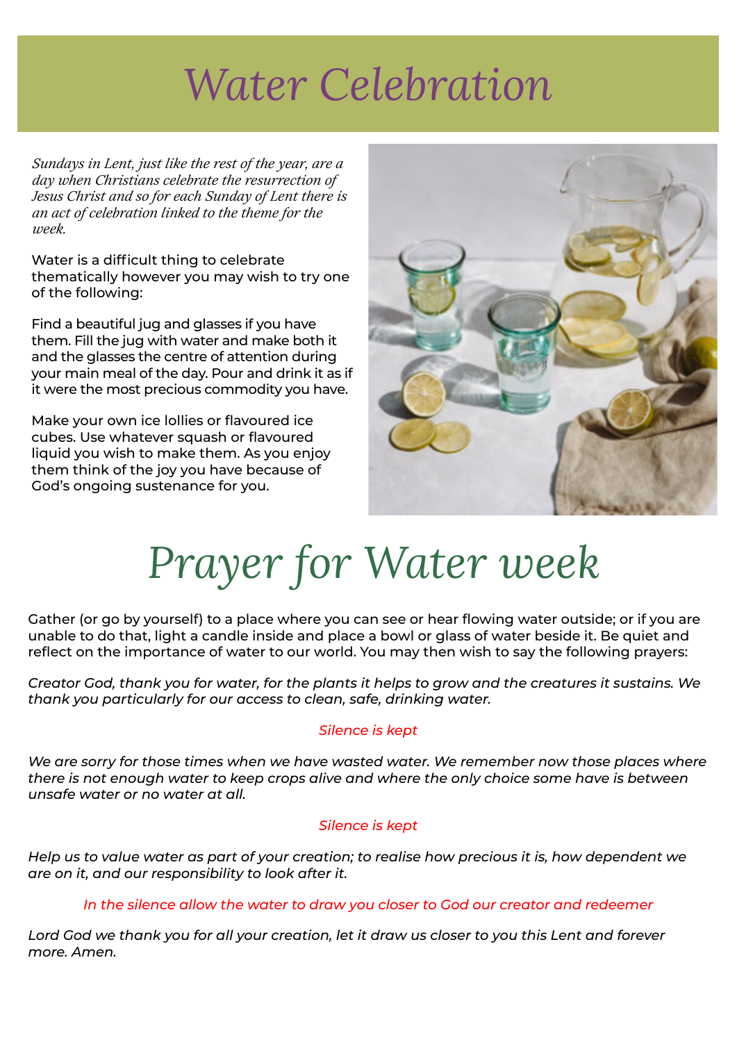# Water Celebration

*Sundays in Lent, just like the rest of the year, are a day when Christians celebrate the resurrection of Jesus Christ and so for each Sunday of Lent there is an act of celebration linked to the theme for the week.*

Water is a difficult thing to celebrate thematically however you may wish to try one of the following:

Find a beautiful jug and glasses if you have them. Fill the jug with water and make both it and the glasses the centre of attention during your main meal of the day. Pour and drink it as if it were the most precious commodity you have.

Make your own ice lollies or flavoured ice cubes. Use whatever squash or flavoured liquid you wish to make them. As you enjoy them think of the joy you have because of God's ongoing sustenance for you.

# Prayer for Water week

Gather (or go by yourself) to a place where you can see or hear flowing water outside; or if you are unable to do that, light a candle inside and place a bowl or glass of water beside it. Be quiet and reflect on the importance of water to our world. You may then wish to say the following prayers:

*Creator God, thank you for water, for the plants it helps to grow and the creatures it sustains. We thank you particularly for our access to clean, safe, drinking water.*

*Silence is kept*

*We are sorry for those times when we have wasted water. We remember now those places where there is not enough water to keep crops alive and where the only choice some have is between unsafe water or no water at all.*

*Silence is kept*

*Help us to value water as part of your creation; to realise how precious it is, how dependent we are on it, and our responsibility to look after it.*

*In the silence allow the water to draw you closer to God our creator and redeemer*

*Lord God we thank you for all your creation, let it draw us closer to you this Lent and forever more. Amen.*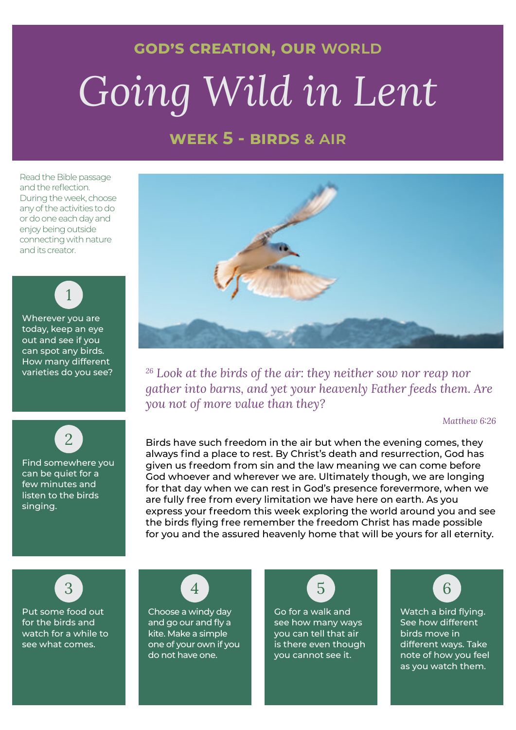GOD'S CREATION, OUR WORLD

# Going Wild in Lent

## WEEK 5 - BIRDS & AIR

Read the Bible passage and the reflection. During the week, choose any of the activities to do or do one each day and enjoy being outside connecting with nature and its creator.

*[26] Look at the birds of the air: they neither sow nor reap nor gather into barns, and yet your heavenly Father feeds them. Are you not of more value than they?*

*Matthew 6:26*

Birds have such freedom in the air but when the evening comes, they always find a place to rest. By Christ's death and resurrection, God has given us freedom from sin and the law meaning we can come before God whoever and wherever we are. Ultimately though, we are longing for that day when we can rest in God's presence forevermore, when we are fully free from every limitation we have here on earth. As you express your freedom this week exploring the world around you and see the birds flying free remember the freedom Christ has made possible for you and the assured heavenly home that will be yours for all eternity.

1. Wherever you are today, keep an eye out and see if you can spot any birds. How many different varieties do you see?

2. Find somewhere you can be quiet for a few minutes and listen to the birds singing.

3. Put some food out for the birds and watch for a while to see what comes.

4. Choose a windy day and go our and fly a kite. Make a simple one of your own if you do not have one.

5. Go for a walk and see how many ways you can tell that air is there even though you cannot see it.

6. Watch a bird flying. See how different birds move in different ways. Take note of how you feel as you watch them.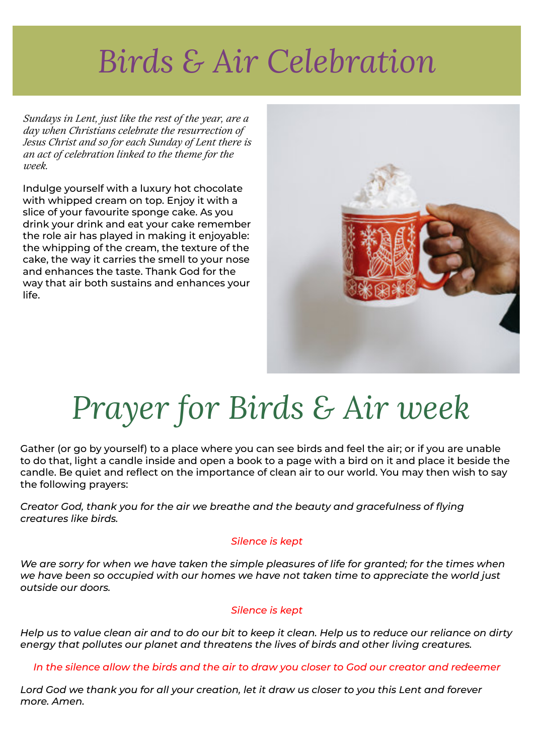# Birds & Air Celebration

*Sundays in Lent, just like the rest of the year, are a day when Christians celebrate the resurrection of Jesus Christ and so for each Sunday of Lent there is an act of celebration linked to the theme for the week.*

Indulge yourself with a luxury hot chocolate with whipped cream on top. Enjoy it with a slice of your favourite sponge cake. As you drink your drink and eat your cake remember the role air has played in making it enjoyable: the whipping of the cream, the texture of the cake, the way it carries the smell to your nose and enhances the taste. Thank God for the way that air both sustains and enhances your life.

# Prayer for Birds & Air week

Gather (or go by yourself) to a place where you can see birds and feel the air; or if you are unable to do that, light a candle inside and open a book to a page with a bird on it and place it beside the candle. Be quiet and reflect on the importance of clean air to our world. You may then wish to say the following prayers:

*Creator God, thank you for the air we breathe and the beauty and gracefulness of flying creatures like birds.*

*Silence is kept*

*We are sorry for when we have taken the simple pleasures of life for granted; for the times when we have been so occupied with our homes we have not taken time to appreciate the world just outside our doors.*

*Silence is kept*

*Help us to value clean air and to do our bit to keep it clean. Help us to reduce our reliance on dirty energy that pollutes our planet and threatens the lives of birds and other living creatures.*

*In the silence allow the birds and the air to draw you closer to God our creator and redeemer*

*Lord God we thank you for all your creation, let it draw us closer to you this Lent and forever more. Amen.*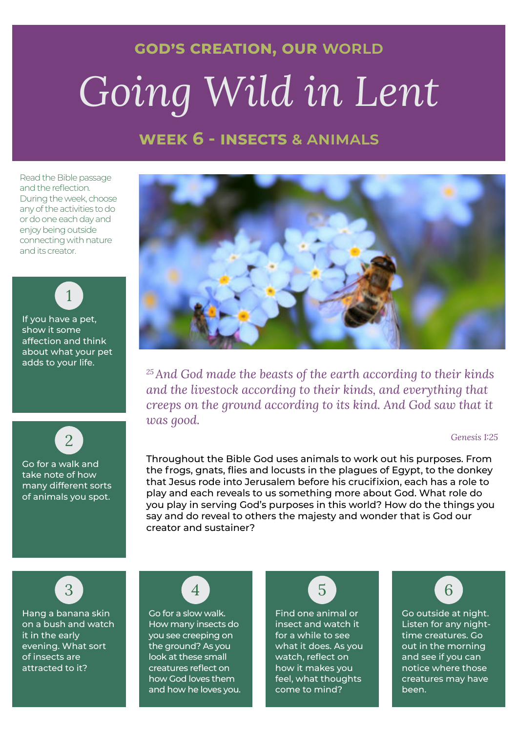## GOD'S CREATION, OUR WORLD

# *Going Wild in Lent*

## WEEK 6 - INSECTS & ANIMALS

Read the Bible passage and the reflection. During the week, choose any of the activities to do or do one each day and enjoy being outside connecting with nature and its creator.

*[25] And God made the beasts of the earth according to their kinds and the livestock according to their kinds, and everything that creeps on the ground according to its kind. And God saw that it was good.*

*Genesis 1:25*

Throughout the Bible God uses animals to work out his purposes. From the frogs, gnats, flies and locusts in the plagues of Egypt, to the donkey that Jesus rode into Jerusalem before his crucifixion, each has a role to play and each reveals to us something more about God. What role do you play in serving God's purposes in this world? How do the things you say and do reveal to others the majesty and wonder that is God our creator and sustainer?

1. If you have a pet, show it some affection and think about what your pet adds to your life.

2. Go for a walk and take note of how many different sorts of animals you spot.

3. Hang a banana skin on a bush and watch it in the early evening. What sort of insects are attracted to it?

4. Go for a slow walk. How many insects do you see creeping on the ground? As you look at these small creatures reflect on how God loves them and how he loves you.

5. Find one animal or insect and watch it for a while to see what it does. As you watch, reflect on how it makes you feel, what thoughts come to mind?

6. Go outside at night. Listen for any night-time creatures. Go out in the morning and see if you can notice where those creatures may have been.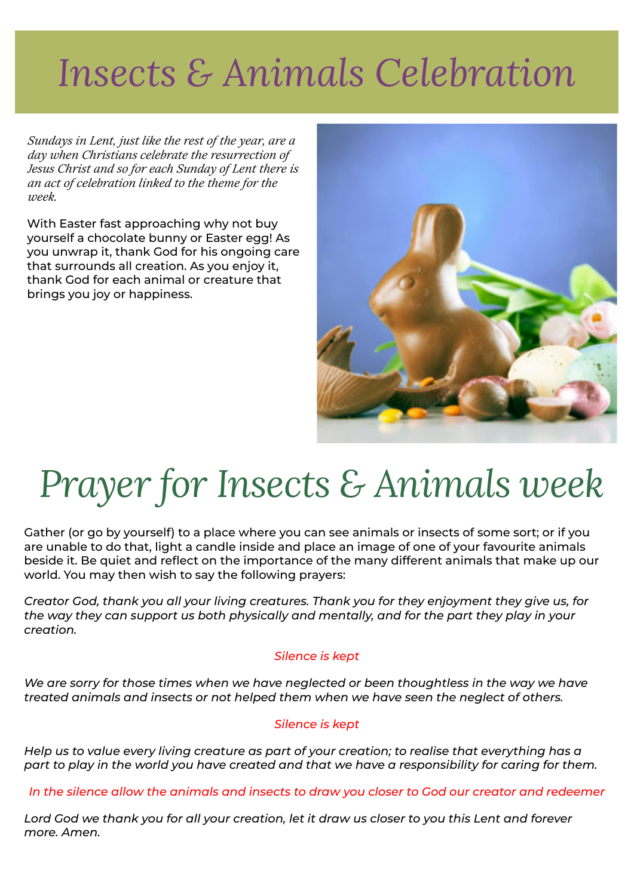# Insects & Animals Celebration

*Sundays in Lent, just like the rest of the year, are a day when Christians celebrate the resurrection of Jesus Christ and so for each Sunday of Lent there is an act of celebration linked to the theme for the week.*

With Easter fast approaching why not buy yourself a chocolate bunny or Easter egg! As you unwrap it, thank God for his ongoing care that surrounds all creation. As you enjoy it, thank God for each animal or creature that brings you joy or happiness.

# Prayer for Insects & Animals week

Gather (or go by yourself) to a place where you can see animals or insects of some sort; or if you are unable to do that, light a candle inside and place an image of one of your favourite animals beside it. Be quiet and reflect on the importance of the many different animals that make up our world. You may then wish to say the following prayers:

*Creator God, thank you all your living creatures. Thank you for they enjoyment they give us, for the way they can support us both physically and mentally, and for the part they play in your creation.*

*Silence is kept*

*We are sorry for those times when we have neglected or been thoughtless in the way we have treated animals and insects or not helped them when we have seen the neglect of others.*

*Silence is kept*

*Help us to value every living creature as part of your creation; to realise that everything has a part to play in the world you have created and that we have a responsibility for caring for them.*

*In the silence allow the animals and insects to draw you closer to God our creator and redeemer*

*Lord God we thank you for all your creation, let it draw us closer to you this Lent and forever more. Amen.*